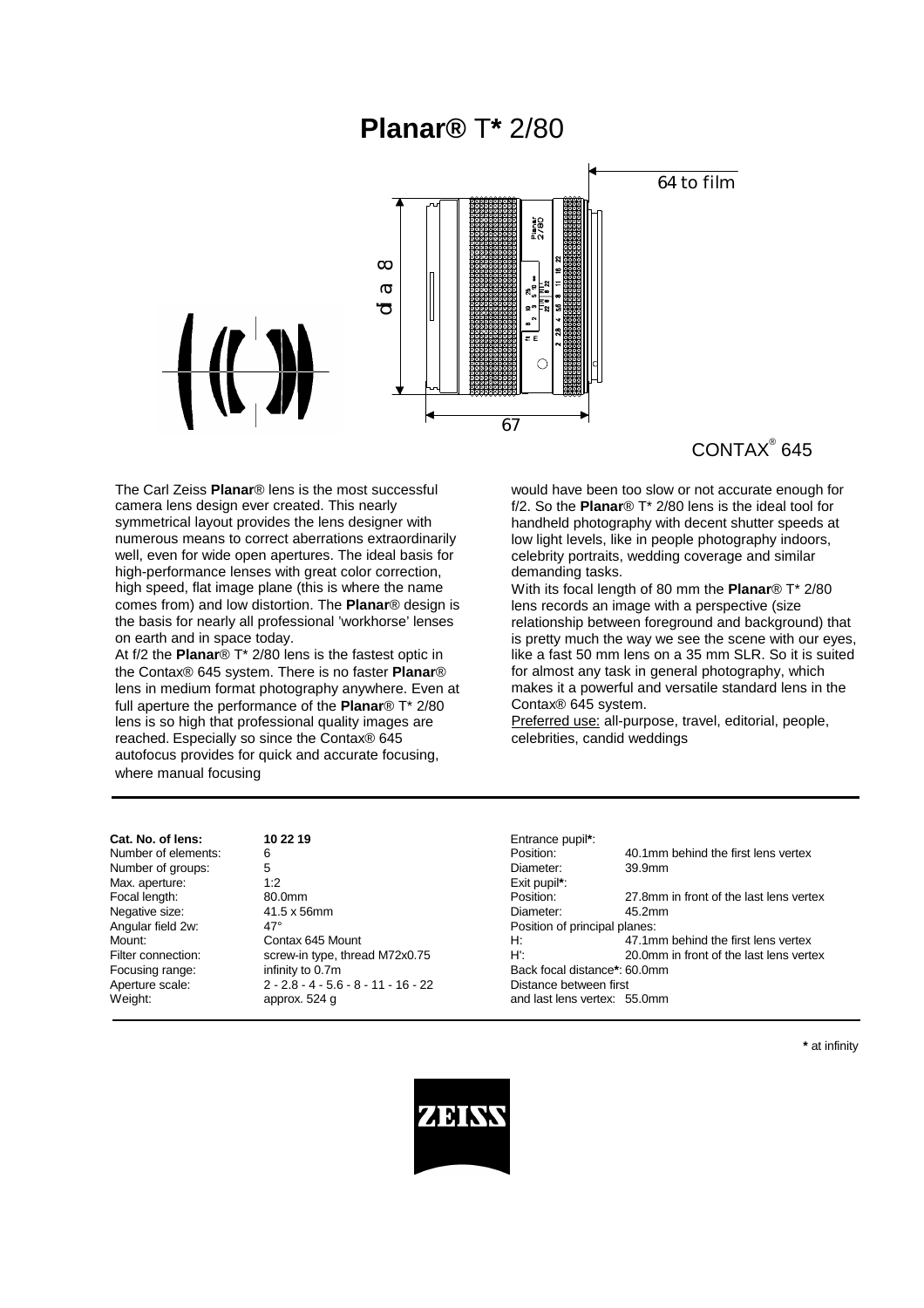# **Planar®** T* 2/80

64 to film

dia 80

67

CONTAX® 645

The Carl Zeiss **Planar**® lens is the most successful camera lens design ever created. This nearly symmetrical layout provides the lens designer with numerous means to correct aberrations extraordinarily well, even for wide open apertures. The ideal basis for high-performance lenses with great color correction, high speed, flat image plane (this is where the name comes from) and low distortion. The **Planar**® design is the basis for nearly all professional 'workhorse' lenses on earth and in space today.

At f/2 the **Planar**® T* 2/80 lens is the fastest optic in the Contax® 645 system. There is no faster **Planar**® lens in medium format photography anywhere. Even at full aperture the performance of the **Planar**® T* 2/80 lens is so high that professional quality images are reached. Especially so since the Contax® 645 autofocus provides for quick and accurate focusing, where manual focusing would have been too slow or not accurate enough for f/2. So the **Planar**® T* 2/80 lens is the ideal tool for handheld photography with decent shutter speeds at low light levels, like in people photography indoors, celebrity portraits, wedding coverage and similar demanding tasks.

With its focal length of 80 mm the **Planar**® T* 2/80 lens records an image with a perspective (size relationship between foreground and background) that is pretty much the way we see the scene with our eyes, like a fast 50 mm lens on a 35 mm SLR. So it is suited for almost any task in general photography, which makes it a powerful and versatile standard lens in the Contax® 645 system.

Preferred use: all-purpose, travel, editorial, people, celebrities, candid weddings

| | |
|---|---|
| **Cat. No. of lens:** | **10 22 19** |
| Number of elements: | 6 |
| Number of groups: | 5 |
| Max. aperture: | 1:2 |
| Focal length: | 80.0mm |
| Negative size: | 41.5 x 56mm |
| Angular field 2w: | 47° |
| Mount: | Contax 645 Mount |
| Filter connection: | screw-in type, thread M72x0.75 |
| Focusing range: | infinity to 0.7m |
| Aperture scale: | 2 - 2.8 - 4 - 5.6 - 8 - 11 - 16 - 22 |
| Weight: | approx. 524 g |

| | |
|---|---|
| Entrance pupil*: | |
| Position: | 40.1mm behind the first lens vertex |
| Diameter: | 39.9mm |
| Exit pupil*: | |
| Position: | 27.8mm in front of the last lens vertex |
| Diameter: | 45.2mm |
| Position of principal planes: | |
| H: | 47.1mm behind the first lens vertex |
| H': | 20.0mm in front of the last lens vertex |
| Back focal distance*: 60.0mm | |
| Distance between first and last lens vertex: 55.0mm | |

* at infinity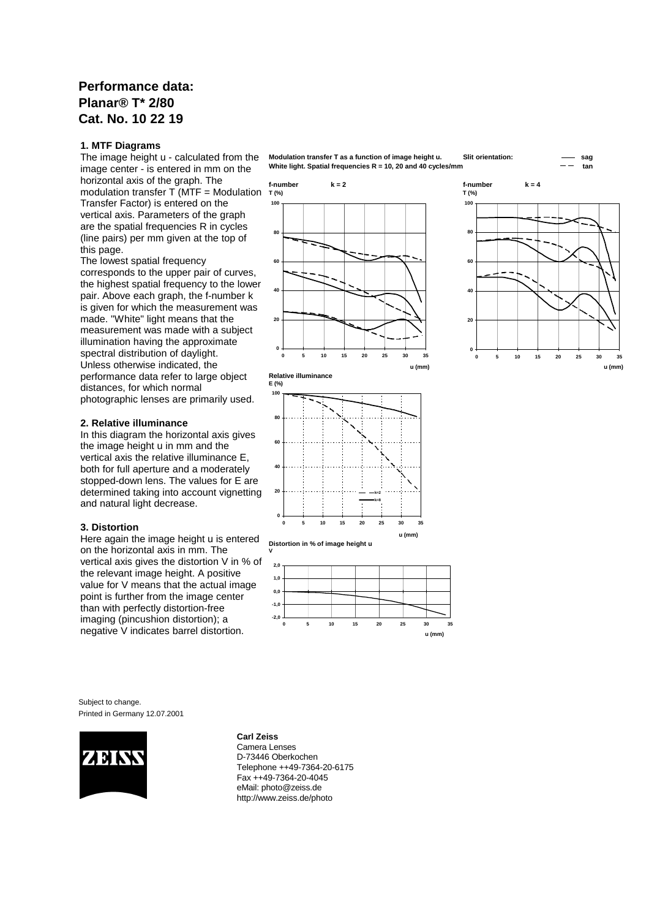# Performance data:
# Planar® T* 2/80
# Cat. No. 10 22 19

## 1. MTF Diagrams

The image height u - calculated from the image center - is entered in mm on the horizontal axis of the graph. The modulation transfer T (MTF = Modulation Transfer Factor) is entered on the vertical axis. Parameters of the graph are the spatial frequencies R in cycles (line pairs) per mm given at the top of this page.

The lowest spatial frequency corresponds to the upper pair of curves, the highest spatial frequency to the lower pair. Above each graph, the f-number k is given for which the measurement was made. "White" light means that the measurement was made with a subject illumination having the approximate spectral distribution of daylight.

Unless otherwise indicated, the performance data refer to large object distances, for which normal photographic lenses are primarily used.

## 2. Relative illuminance

In this diagram the horizontal axis gives the image height u in mm and the vertical axis the relative illuminance E, both for full aperture and a moderately stopped-down lens. The values for E are determined taking into account vignetting and natural light decrease.

## 3. Distortion

Here again the image height u is entered on the horizontal axis in mm. The vertical axis gives the distortion V in % of the relevant image height. A positive value for V means that the actual image point is further from the image center than with perfectly distortion-free imaging (pincushion distortion); a negative V indicates barrel distortion.

Modulation transfer T as a function of image height u.
White light. Spatial frequencies R = 10, 20 and 40 cycles/mm

Slit orientation: —— sag   – – tan

f-number k = 2
T (%)
100
80
60
40
20
0
0 5 10 15 20 25 30 35
u (mm)

f-number k = 4
T (%)
100
80
60
40
20
0
0 5 10 15 20 25 30 35
u (mm)

Relative illuminance
E (%)
100
80
60
40
20
0
0 5 10 15 20 25 30 35
u (mm)
k=2
k=8

Distortion in % of image height u
V
2,0
1,0
0,0
-1,0
-2,0
0 5 10 15 20 25 30 35
u (mm)

Subject to change.
Printed in Germany 12.07.2001

ZEISS

**Carl Zeiss**
Camera Lenses
D-73446 Oberkochen
Telephone ++49-7364-20-6175
Fax ++49-7364-20-4045
eMail: photo@zeiss.de
http://www.zeiss.de/photo